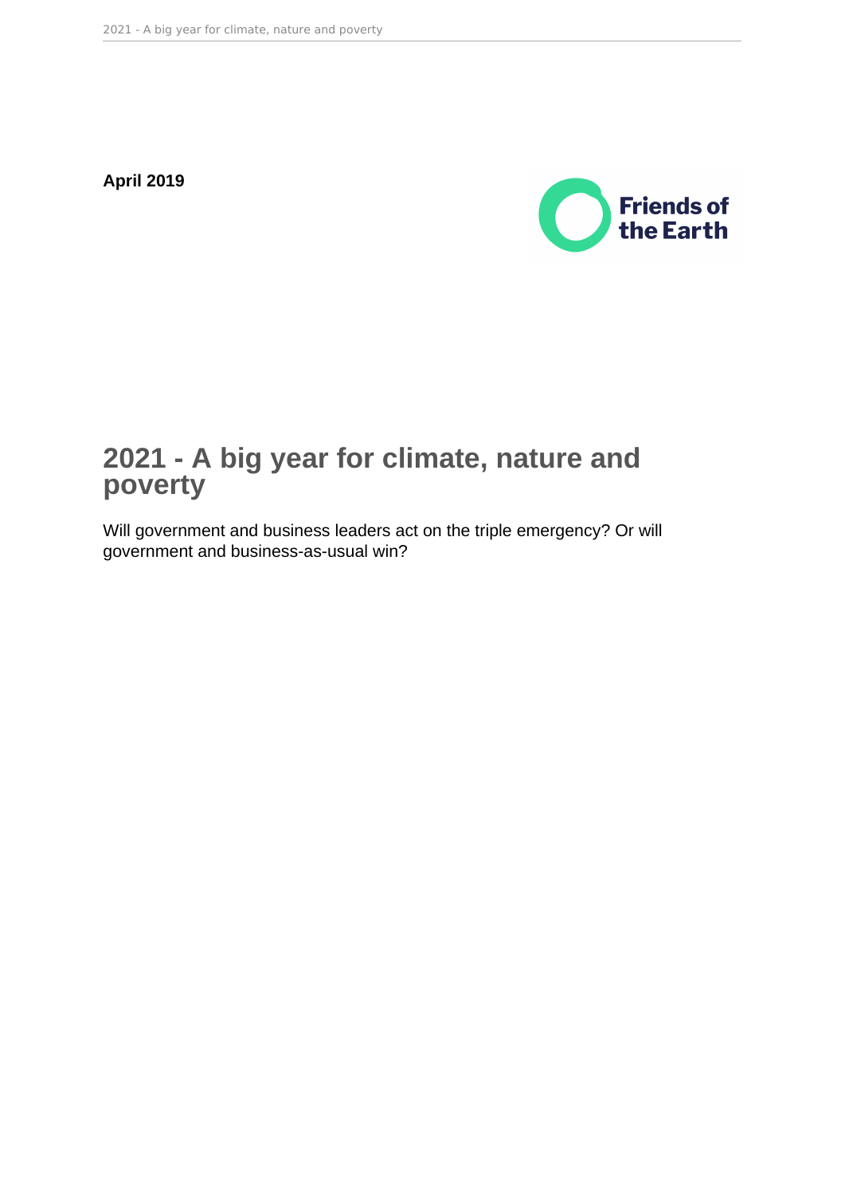**April 2019**

Friends of the Earth

# 2021 - A big year for climate, nature and poverty

Will government and business leaders act on the triple emergency? Or will government and business-as-usual win?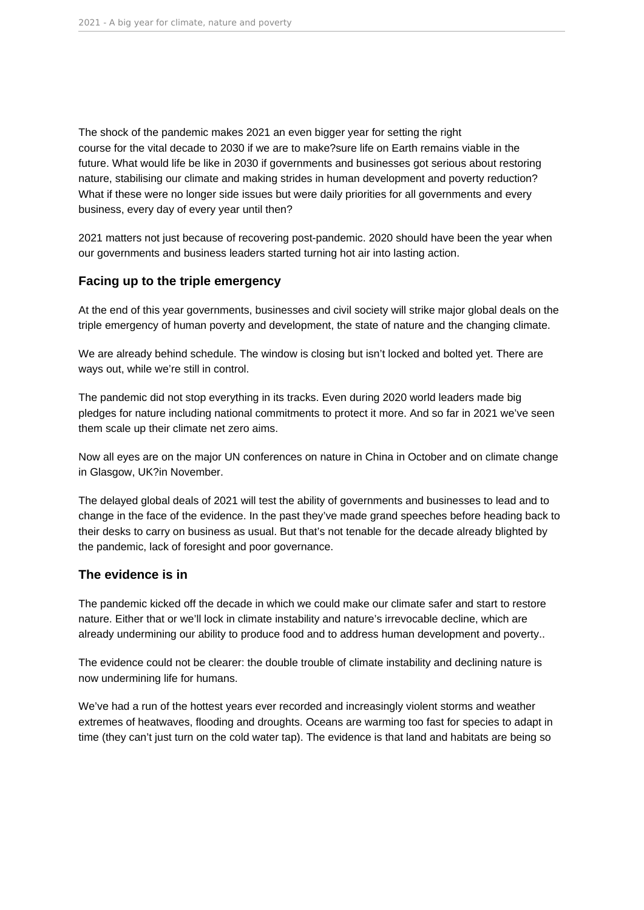The shock of the pandemic makes 2021 an even bigger year for setting the right course for the vital decade to 2030 if we are to make?sure life on Earth remains viable in the future. What would life be like in 2030 if governments and businesses got serious about restoring nature, stabilising our climate and making strides in human development and poverty reduction? What if these were no longer side issues but were daily priorities for all governments and every business, every day of every year until then?

2021 matters not just because of recovering post-pandemic. 2020 should have been the year when our governments and business leaders started turning hot air into lasting action.

### Facing up to the triple emergency

At the end of this year governments, businesses and civil society will strike major global deals on the triple emergency of human poverty and development, the state of nature and the changing climate.

We are already behind schedule. The window is closing but isn't locked and bolted yet. There are ways out, while we're still in control.

The pandemic did not stop everything in its tracks. Even during 2020 world leaders made big pledges for nature including national commitments to protect it more. And so far in 2021 we've seen them scale up their climate net zero aims.

Now all eyes are on the major UN conferences on nature in China in October and on climate change in Glasgow, UK?in November.

The delayed global deals of 2021 will test the ability of governments and businesses to lead and to change in the face of the evidence. In the past they've made grand speeches before heading back to their desks to carry on business as usual. But that's not tenable for the decade already blighted by the pandemic, lack of foresight and poor governance.

### The evidence is in

The pandemic kicked off the decade in which we could make our climate safer and start to restore nature. Either that or we'll lock in climate instability and nature's irrevocable decline, which are already undermining our ability to produce food and to address human development and poverty..

The evidence could not be clearer: the double trouble of climate instability and declining nature is now undermining life for humans.

We've had a run of the hottest years ever recorded and increasingly violent storms and weather extremes of heatwaves, flooding and droughts. Oceans are warming too fast for species to adapt in time (they can't just turn on the cold water tap). The evidence is that land and habitats are being so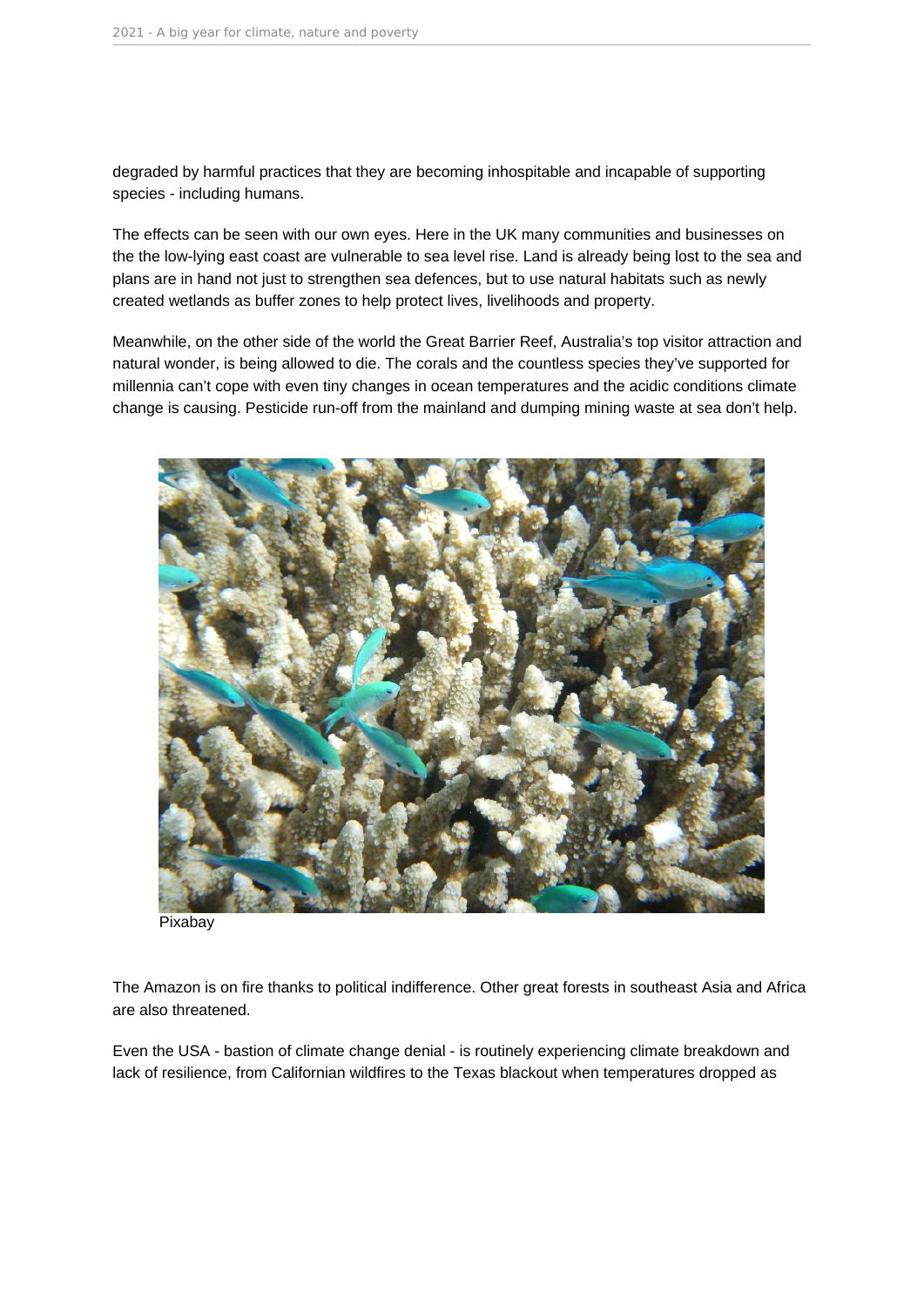degraded by harmful practices that they are becoming inhospitable and incapable of supporting species - including humans.

The effects can be seen with our own eyes. Here in the UK many communities and businesses on the the low-lying east coast are vulnerable to sea level rise. Land is already being lost to the sea and plans are in hand not just to strengthen sea defences, but to use natural habitats such as newly created wetlands as buffer zones to help protect lives, livelihoods and property.

Meanwhile, on the other side of the world the Great Barrier Reef, Australia's top visitor attraction and natural wonder, is being allowed to die. The corals and the countless species they've supported for millennia can't cope with even tiny changes in ocean temperatures and the acidic conditions climate change is causing. Pesticide run-off from the mainland and dumping mining waste at sea don't help.

Pixabay

The Amazon is on fire thanks to political indifference. Other great forests in southeast Asia and Africa are also threatened.

Even the USA - bastion of climate change denial - is routinely experiencing climate breakdown and lack of resilience, from Californian wildfires to the Texas blackout when temperatures dropped as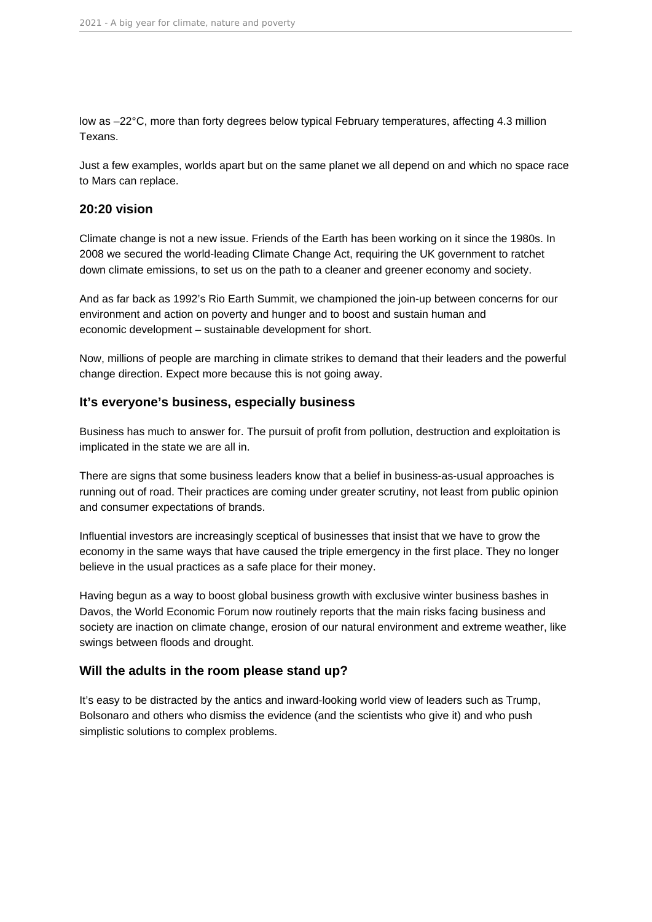low as –22°C, more than forty degrees below typical February temperatures, affecting 4.3 million Texans.

Just a few examples, worlds apart but on the same planet we all depend on and which no space race to Mars can replace.

### 20:20 vision

Climate change is not a new issue. Friends of the Earth has been working on it since the 1980s. In 2008 we secured the world-leading Climate Change Act, requiring the UK government to ratchet down climate emissions, to set us on the path to a cleaner and greener economy and society.

And as far back as 1992's Rio Earth Summit, we championed the join-up between concerns for our environment and action on poverty and hunger and to boost and sustain human and economic development – sustainable development for short.

Now, millions of people are marching in climate strikes to demand that their leaders and the powerful change direction. Expect more because this is not going away.

### It's everyone's business, especially business

Business has much to answer for. The pursuit of profit from pollution, destruction and exploitation is implicated in the state we are all in.

There are signs that some business leaders know that a belief in business-as-usual approaches is running out of road. Their practices are coming under greater scrutiny, not least from public opinion and consumer expectations of brands.

Influential investors are increasingly sceptical of businesses that insist that we have to grow the economy in the same ways that have caused the triple emergency in the first place. They no longer believe in the usual practices as a safe place for their money.

Having begun as a way to boost global business growth with exclusive winter business bashes in Davos, the World Economic Forum now routinely reports that the main risks facing business and society are inaction on climate change, erosion of our natural environment and extreme weather, like swings between floods and drought.

### Will the adults in the room please stand up?

It's easy to be distracted by the antics and inward-looking world view of leaders such as Trump, Bolsonaro and others who dismiss the evidence (and the scientists who give it) and who push simplistic solutions to complex problems.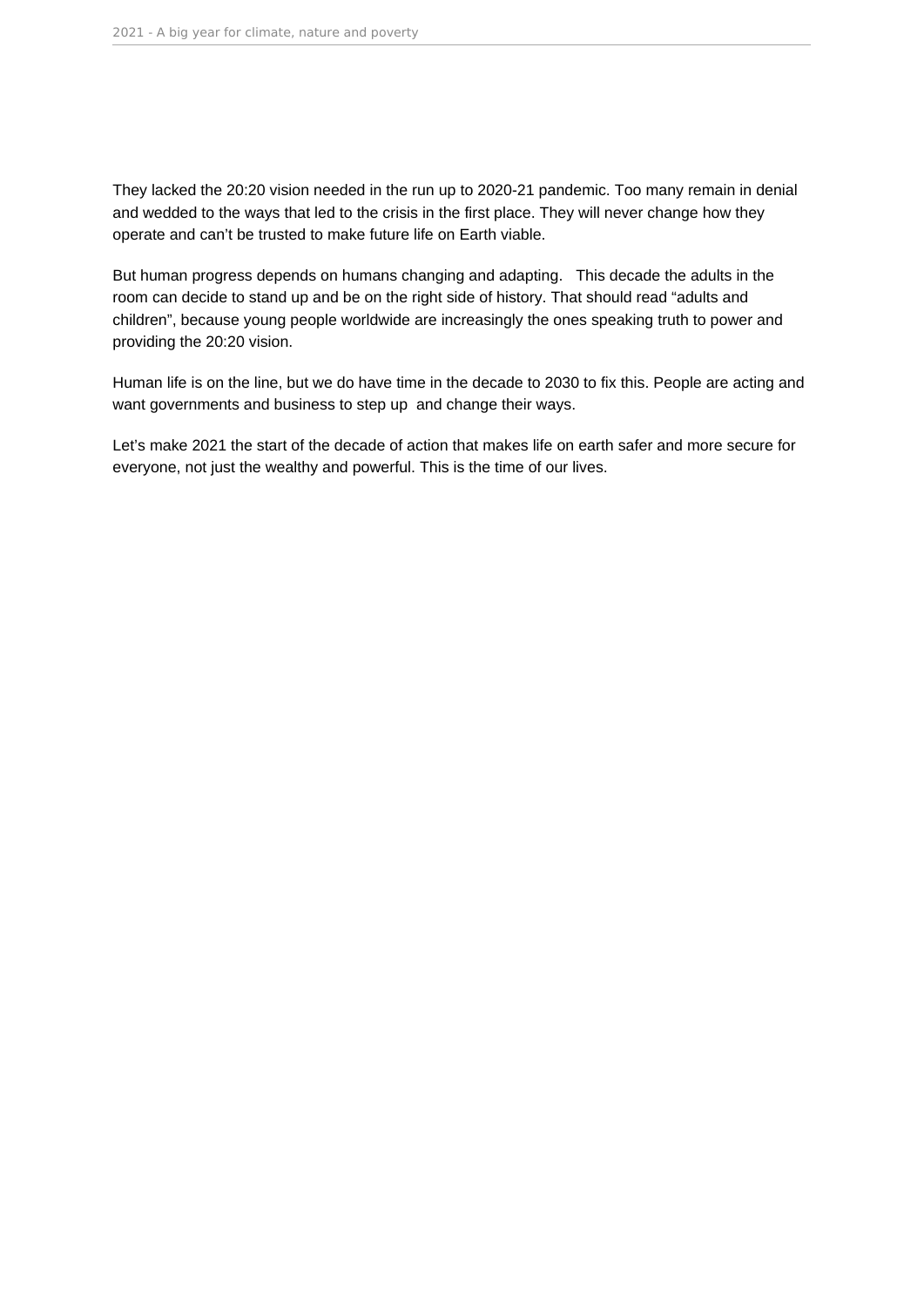They lacked the 20:20 vision needed in the run up to 2020-21 pandemic. Too many remain in denial and wedded to the ways that led to the crisis in the first place. They will never change how they operate and can't be trusted to make future life on Earth viable.

But human progress depends on humans changing and adapting. This decade the adults in the room can decide to stand up and be on the right side of history. That should read "adults and children", because young people worldwide are increasingly the ones speaking truth to power and providing the 20:20 vision.

Human life is on the line, but we do have time in the decade to 2030 to fix this. People are acting and want governments and business to step up and change their ways.

Let's make 2021 the start of the decade of action that makes life on earth safer and more secure for everyone, not just the wealthy and powerful. This is the time of our lives.